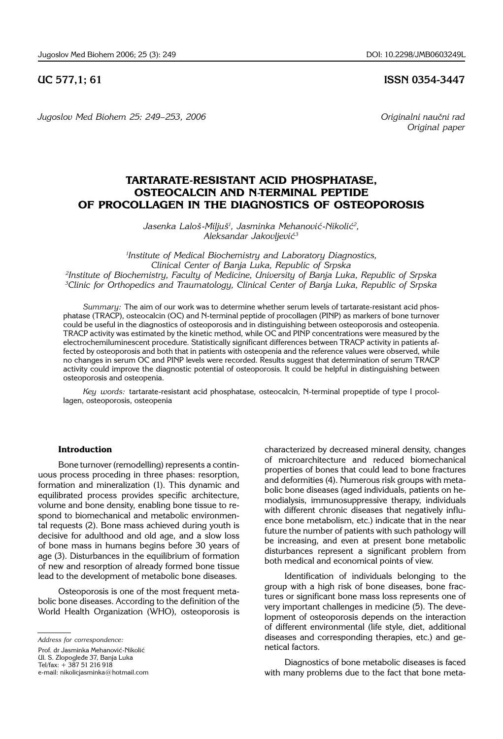UC 577,1; 61

ISSN 0354-3447

*Jugoslov Med Biohem 25: 249–253, 2006*

*Originalni naučni rad*
*Original paper*

# TARTARATE-RESISTANT ACID PHOSPHATASE, OSTEOCALCIN AND N-TERMINAL PEPTIDE OF PROCOLLAGEN IN THE DIAGNOSTICS OF OSTEOPOROSIS

*Jasenka Laloš-Miljuš[1], Jasminka Mehanović-Nikolić[2], Aleksandar Jakovljević[3]*

[1]*Institute of Medical Biochemistry and Laboratory Diagnostics, Clinical Center of Banja Luka, Republic of Srpska*
[2]*Institute of Biochemistry, Faculty of Medicine, University of Banja Luka, Republic of Srpska*
[3]*Clinic for Orthopedics and Traumatology, Clinical Center of Banja Luka, Republic of Srpska*

*Summary:* The aim of our work was to determine whether serum levels of tartarate-resistant acid phosphatase (TRACP), osteocalcin (OC) and N-terminal peptide of procollagen (PINP) as markers of bone turnover could be useful in the diagnostics of osteoporosis and in distinguishing between osteoporosis and osteopenia. TRACP activity was estimated by the kinetic method, while OC and PINP concentrations were measured by the electrochemiluminescent procedure. Statistically significant differences between TRACP activity in patients affected by osteoporosis and both that in patients with osteopenia and the reference values were observed, while no changes in serum OC and PINP levels were recorded. Results suggest that determination of serum TRACP activity could improve the diagnostic potential of osteoporosis. It could be helpful in distinguishing between osteoporosis and osteopenia.

*Key words:* tartarate-resistant acid phosphatase, osteocalcin, N-terminal propeptide of type I procollagen, osteoporosis, osteopenia

## Introduction

Bone turnover (remodelling) represents a continuous process proceding in three phases: resorption, formation and mineralization (1). This dynamic and equilibrated process provides specific architecture, volume and bone density, enabling bone tissue to respond to biomechanical and metabolic environmental requests (2). Bone mass achieved during youth is decisive for adulthood and old age, and a slow loss of bone mass in humans begins before 30 years of age (3). Disturbances in the equilibrium of formation of new and resorption of already formed bone tissue lead to the development of metabolic bone diseases.

Osteoporosis is one of the most frequent metabolic bone diseases. According to the definition of the World Health Organization (WHO), osteoporosis is characterized by decreased mineral density, changes of microarchitecture and reduced biomechanical properties of bones that could lead to bone fractures and deformities (4). Numerous risk groups with metabolic bone diseases (aged individuals, patients on hemodialysis, immunosuppressive therapy, individuals with different chronic diseases that negatively influence bone metabolism, etc.) indicate that in the near future the number of patients with such pathology will be increasing, and even at present bone metabolic disturbances represent a significant problem from both medical and economical points of view.

Identification of individuals belonging to the group with a high risk of bone diseases, bone fractures or significant bone mass loss represents one of very important challenges in medicine (5). The development of osteoporosis depends on the interaction of different environmental (life style, diet, additional diseases and corresponding therapies, etc.) and genetical factors.

Diagnostics of bone metabolic diseases is faced with many problems due to the fact that bone meta-

*Address for correspondence:*

Prof. dr Jasminka Mehanović-Nikolić
Ul. S. Zlopogleđe 37, Banja Luka
Tel/fax: + 387 51 216 918
e-mail: nikolicjasminka@hotmail.com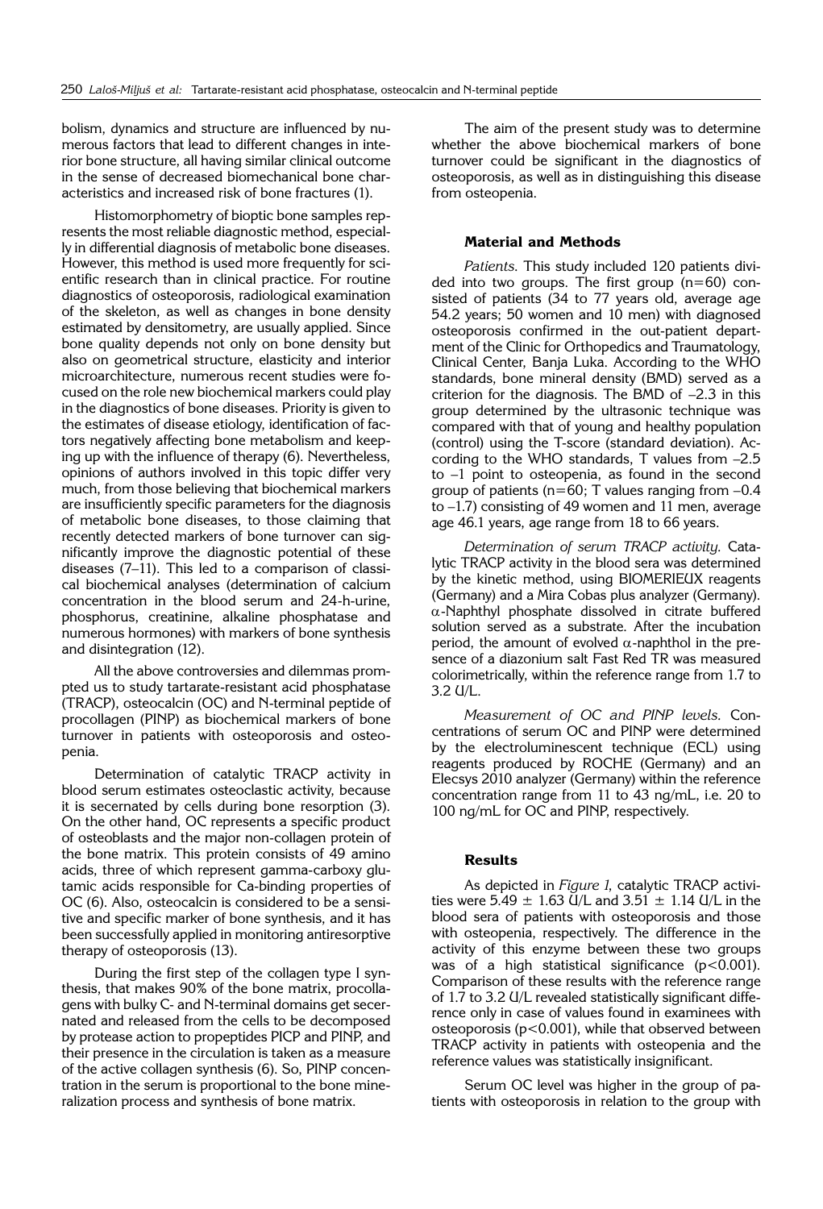bolism, dynamics and structure are influenced by numerous factors that lead to different changes in interior bone structure, all having similar clinical outcome in the sense of decreased biomechanical bone characteristics and increased risk of bone fractures (1).

Histomorphometry of bioptic bone samples represents the most reliable diagnostic method, especially in differential diagnosis of metabolic bone diseases. However, this method is used more frequently for scientific research than in clinical practice. For routine diagnostics of osteoporosis, radiological examination of the skeleton, as well as changes in bone density estimated by densitometry, are usually applied. Since bone quality depends not only on bone density but also on geometrical structure, elasticity and interior microarchitecture, numerous recent studies were focused on the role new biochemical markers could play in the diagnostics of bone diseases. Priority is given to the estimates of disease etiology, identification of factors negatively affecting bone metabolism and keeping up with the influence of therapy (6). Nevertheless, opinions of authors involved in this topic differ very much, from those believing that biochemical markers are insufficiently specific parameters for the diagnosis of metabolic bone diseases, to those claiming that recently detected markers of bone turnover can significantly improve the diagnostic potential of these diseases (7–11). This led to a comparison of classical biochemical analyses (determination of calcium concentration in the blood serum and 24-h-urine, phosphorus, creatinine, alkaline phosphatase and numerous hormones) with markers of bone synthesis and disintegration (12).

All the above controversies and dilemmas prompted us to study tartarate-resistant acid phosphatase (TRACP), osteocalcin (OC) and N-terminal peptide of procollagen (PINP) as biochemical markers of bone turnover in patients with osteoporosis and osteopenia.

Determination of catalytic TRACP activity in blood serum estimates osteoclastic activity, because it is secernated by cells during bone resorption (3). On the other hand, OC represents a specific product of osteoblasts and the major non-collagen protein of the bone matrix. This protein consists of 49 amino acids, three of which represent gamma-carboxy glutamic acids responsible for Ca-binding properties of OC (6). Also, osteocalcin is considered to be a sensitive and specific marker of bone synthesis, and it has been successfully applied in monitoring antiresorptive therapy of osteoporosis (13).

During the first step of the collagen type I synthesis, that makes 90% of the bone matrix, procollagens with bulky C- and N-terminal domains get secernated and released from the cells to be decomposed by protease action to propeptides PICP and PINP, and their presence in the circulation is taken as a measure of the active collagen synthesis (6). So, PINP concentration in the serum is proportional to the bone mineralization process and synthesis of bone matrix.

The aim of the present study was to determine whether the above biochemical markers of bone turnover could be significant in the diagnostics of osteoporosis, as well as in distinguishing this disease from osteopenia.

## Material and Methods

*Patients.* This study included 120 patients divided into two groups. The first group (n=60) consisted of patients (34 to 77 years old, average age 54.2 years; 50 women and 10 men) with diagnosed osteoporosis confirmed in the out-patient department of the Clinic for Orthopedics and Traumatology, Clinical Center, Banja Luka. According to the WHO standards, bone mineral density (BMD) served as a criterion for the diagnosis. The BMD of –2.3 in this group determined by the ultrasonic technique was compared with that of young and healthy population (control) using the T-score (standard deviation). According to the WHO standards, T values from –2.5 to –1 point to osteopenia, as found in the second group of patients (n=60; T values ranging from –0.4 to –1.7) consisting of 49 women and 11 men, average age 46.1 years, age range from 18 to 66 years.

*Determination of serum TRACP activity.* Catalytic TRACP activity in the blood sera was determined by the kinetic method, using BIOMERIEUX reagents (Germany) and a Mira Cobas plus analyzer (Germany). $\alpha$-Naphthyl phosphate dissolved in citrate buffered solution served as a substrate. After the incubation period, the amount of evolved $\alpha$-naphthol in the presence of a diazonium salt Fast Red TR was measured colorimetrically, within the reference range from 1.7 to 3.2 U/L.

*Measurement of OC and PINP levels.* Concentrations of serum OC and PINP were determined by the electroluminescent technique (ECL) using reagents produced by ROCHE (Germany) and an Elecsys 2010 analyzer (Germany) within the reference concentration range from 11 to 43 ng/mL, i.e. 20 to 100 ng/mL for OC and PINP, respectively.

## Results

As depicted in *Figure 1*, catalytic TRACP activities were $5.49 \pm 1.63$ U/L and $3.51 \pm 1.14$ U/L in the blood sera of patients with osteoporosis and those with osteopenia, respectively. The difference in the activity of this enzyme between these two groups was of a high statistical significance ($p<0.001$). Comparison of these results with the reference range of 1.7 to 3.2 U/L revealed statistically significant difference only in case of values found in examinees with osteoporosis ($p<0.001$), while that observed between TRACP activity in patients with osteopenia and the reference values was statistically insignificant.

Serum OC level was higher in the group of patients with osteoporosis in relation to the group with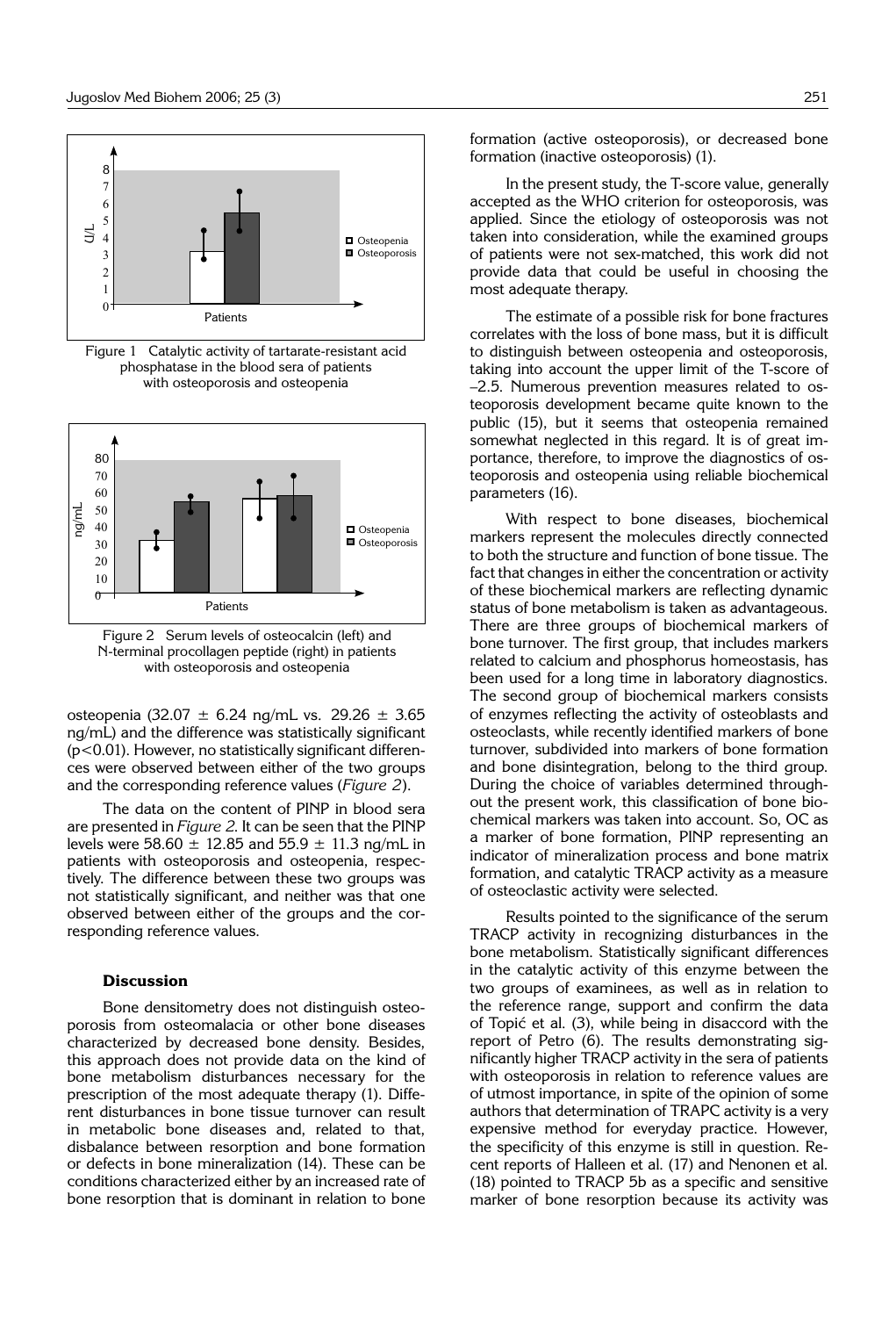Figure 1 Catalytic activity of tartarate-resistant acid phosphatase in the blood sera of patients with osteoporosis and osteopenia

Figure 2 Serum levels of osteocalcin (left) and N-terminal procollagen peptide (right) in patients with osteoporosis and osteopenia

osteopenia (32.07 ± 6.24 ng/mL vs. 29.26 ± 3.65 ng/mL) and the difference was statistically significant ($p<0.01$). However, no statistically significant differences were observed between either of the two groups and the corresponding reference values (*Figure 2*).

The data on the content of PINP in blood sera are presented in *Figure 2.* It can be seen that the PINP levels were 58.60 ± 12.85 and 55.9 ± 11.3 ng/mL in patients with osteoporosis and osteopenia, respectively. The difference between these two groups was not statistically significant, and neither was that one observed between either of the groups and the corresponding reference values.

## Discussion

Bone densitometry does not distinguish osteoporosis from osteomalacia or other bone diseases characterized by decreased bone density. Besides, this approach does not provide data on the kind of bone metabolism disturbances necessary for the prescription of the most adequate therapy (1). Different disturbances in bone tissue turnover can result in metabolic bone diseases and, related to that, disbalance between resorption and bone formation or defects in bone mineralization (14). These can be conditions characterized either by an increased rate of bone resorption that is dominant in relation to bone formation (active osteoporosis), or decreased bone formation (inactive osteoporosis) (1).

In the present study, the T-score value, generally accepted as the WHO criterion for osteoporosis, was applied. Since the etiology of osteoporosis was not taken into consideration, while the examined groups of patients were not sex-matched, this work did not provide data that could be useful in choosing the most adequate therapy.

The estimate of a possible risk for bone fractures correlates with the loss of bone mass, but it is difficult to distinguish between osteopenia and osteoporosis, taking into account the upper limit of the T-score of –2.5. Numerous prevention measures related to osteoporosis development became quite known to the public (15), but it seems that osteopenia remained somewhat neglected in this regard. It is of great importance, therefore, to improve the diagnostics of osteoporosis and osteopenia using reliable biochemical parameters (16).

With respect to bone diseases, biochemical markers represent the molecules directly connected to both the structure and function of bone tissue. The fact that changes in either the concentration or activity of these biochemical markers are reflecting dynamic status of bone metabolism is taken as advantageous. There are three groups of biochemical markers of bone turnover. The first group, that includes markers related to calcium and phosphorus homeostasis, has been used for a long time in laboratory diagnostics. The second group of biochemical markers consists of enzymes reflecting the activity of osteoblasts and osteoclasts, while recently identified markers of bone turnover, subdivided into markers of bone formation and bone disintegration, belong to the third group. During the choice of variables determined throughout the present work, this classification of bone biochemical markers was taken into account. So, OC as a marker of bone formation, PINP representing an indicator of mineralization process and bone matrix formation, and catalytic TRACP activity as a measure of osteoclastic activity were selected.

Results pointed to the significance of the serum TRACP activity in recognizing disturbances in the bone metabolism. Statistically significant differences in the catalytic activity of this enzyme between the two groups of examinees, as well as in relation to the reference range, support and confirm the data of Topić et al. (3), while being in disaccord with the report of Petro (6). The results demonstrating significantly higher TRACP activity in the sera of patients with osteoporosis in relation to reference values are of utmost importance, in spite of the opinion of some authors that determination of TRAPC activity is a very expensive method for everyday practice. However, the specificity of this enzyme is still in question. Recent reports of Halleen et al. (17) and Nenonen et al. (18) pointed to TRACP 5b as a specific and sensitive marker of bone resorption because its activity was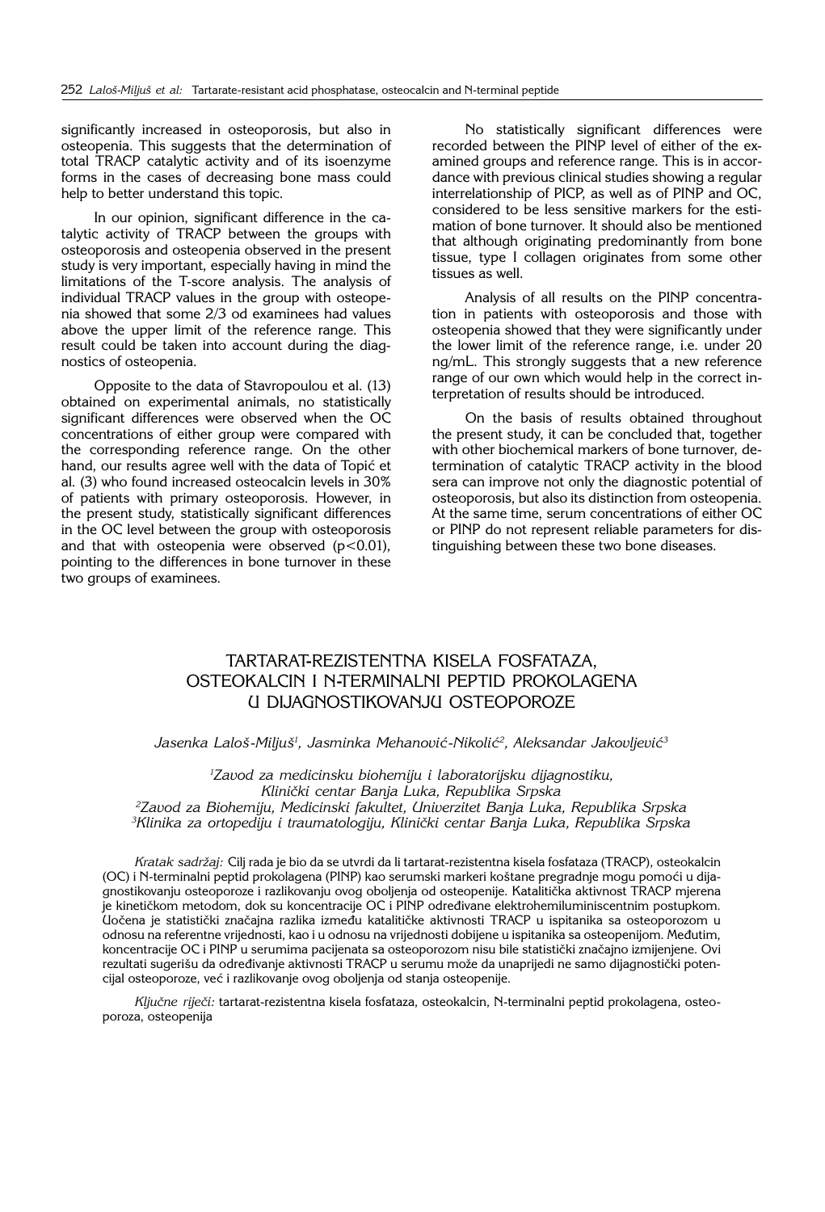significantly increased in osteoporosis, but also in osteopenia. This suggests that the determination of total TRACP catalytic activity and of its isoenzyme forms in the cases of decreasing bone mass could help to better understand this topic.

In our opinion, significant difference in the catalytic activity of TRACP between the groups with osteoporosis and osteopenia observed in the present study is very important, especially having in mind the limitations of the T-score analysis. The analysis of individual TRACP values in the group with osteopenia showed that some 2/3 od examinees had values above the upper limit of the reference range. This result could be taken into account during the diagnostics of osteopenia.

Opposite to the data of Stavropoulou et al. (13) obtained on experimental animals, no statistically significant differences were observed when the OC concentrations of either group were compared with the corresponding reference range. On the other hand, our results agree well with the data of Topić et al. (3) who found increased osteocalcin levels in 30% of patients with primary osteoporosis. However, in the present study, statistically significant differences in the OC level between the group with osteoporosis and that with osteopenia were observed ($p<0.01$), pointing to the differences in bone turnover in these two groups of examinees.

No statistically significant differences were recorded between the PINP level of either of the examined groups and reference range. This is in accordance with previous clinical studies showing a regular interrelationship of PICP, as well as of PINP and OC, considered to be less sensitive markers for the estimation of bone turnover. It should also be mentioned that although originating predominantly from bone tissue, type I collagen originates from some other tissues as well.

Analysis of all results on the PINP concentration in patients with osteoporosis and those with osteopenia showed that they were significantly under the lower limit of the reference range, i.e. under 20 ng/mL. This strongly suggests that a new reference range of our own which would help in the correct interpretation of results should be introduced.

On the basis of results obtained throughout the present study, it can be concluded that, together with other biochemical markers of bone turnover, determination of catalytic TRACP activity in the blood sera can improve not only the diagnostic potential of osteoporosis, but also its distinction from osteopenia. At the same time, serum concentrations of either OC or PINP do not represent reliable parameters for distinguishing between these two bone diseases.

## TARTARAT-REZISTENTNA KISELA FOSFATAZA, OSTEOKALCIN I N-TERMINALNI PEPTID PROKOLAGENA U DIJAGNOSTIKOVANJU OSTEOPOROZE

*Jasenka Laloš-Miljuš[1], Jasminka Mehanović-Nikolić[2], Aleksandar Jakovljević[3]*

*[1]Zavod za medicinsku biohemiju i laboratorijsku dijagnostiku, Klinički centar Banja Luka, Republika Srpska*
*[2]Zavod za Biohemiju, Medicinski fakultet, Univerzitet Banja Luka, Republika Srpska*
*[3]Klinika za ortopediju i traumatologiju, Klinički centar Banja Luka, Republika Srpska*

*Kratak sadržaj:* Cilj rada je bio da se utvrdi da li tartarat-rezistentna kisela fosfataza (TRACP), osteokalcin (OC) i N-terminalni peptid prokolagena (PINP) kao serumski markeri koštane pregradnje mogu pomoći u dijagnostikovanju osteoporoze i razlikovanju ovog oboljenja od osteopenije. Katalitička aktivnost TRACP mjerena je kinetičkom metodom, dok su koncentracije OC i PINP određivane elektrohemiluminiscentnim postupkom. Uočena je statistički značajna razlika između katalitičke aktivnosti TRACP u ispitanika sa osteoporozom u odnosu na referentne vrijednosti, kao i u odnosu na vrijednosti dobijene u ispitanika sa osteopenijom. Međutim, koncentracije OC i PINP u serumima pacijenata sa osteoporozom nisu bile statistički značajno izmijenjene. Ovi rezultati sugerišu da određivanje aktivnosti TRACP u serumu može da unaprijedi ne samo dijagnostički potencijal osteoporoze, već i razlikovanje ovog oboljenja od stanja osteopenije.

*Ključne riječi:* tartarat-rezistentna kisela fosfataza, osteokalcin, N-terminalni peptid prokolagena, osteoporoza, osteopenija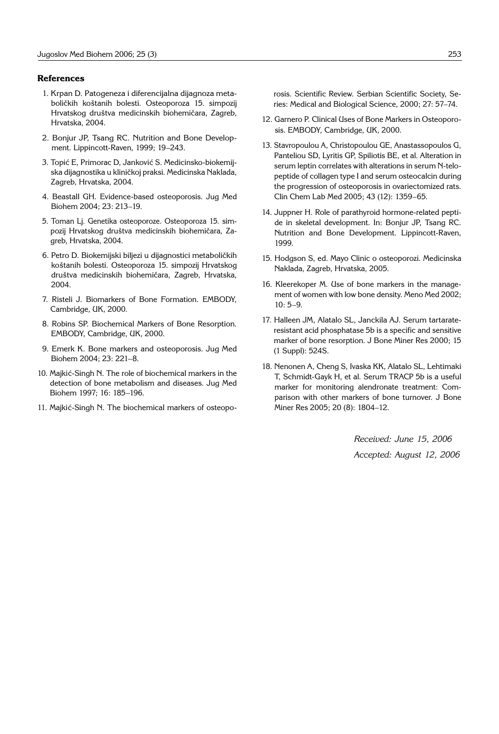### References

1. Krpan D. Patogeneza i diferencijalna dijagnoza metaboličkih koštanih bolesti. Osteoporoza 15. simpozij Hrvatskog društva medicinskih biohemičara, Zagreb, Hrvatska, 2004.
2. Bonjur JP, Tsang RC. Nutrition and Bone Development. Lippincott-Raven, 1999; 19–243.
3. Topić E, Primorac D, Janković S. Medicinsko-biokemijska dijagnostika u kliničkoj praksi. Medicinska Naklada, Zagreb, Hrvatska, 2004.
4. Beastall GH. Evidence-based osteoporosis. Jug Med Biohem 2004; 23: 213–19.
5. Toman Lj. Genetika osteoporoze. Osteoporoza 15. simpozij Hrvatskog društva medicinskih biohemičara, Zagreb, Hrvatska, 2004.
6. Petro D. Biokemijski biljezi u dijagnostici metaboličkih koštanih bolesti. Osteoporoza 15. simpozij Hrvatskog društva medicinskih biohemičara, Zagreb, Hrvatska, 2004.
7. Risteli J. Biomarkers of Bone Formation. EMBODY, Cambridge, UK, 2000.
8. Robins SP. Biochemical Markers of Bone Resorption. EMBODY, Cambridge, UK, 2000.
9. Emerk K. Bone markers and osteoporosis. Jug Med Biohem 2004; 23: 221–8.
10. Majkić-Singh N. The role of biochemical markers in the detection of bone metabolism and diseases. Jug Med Biohem 1997; 16: 185–196.
11. Majkić-Singh N. The biochemical markers of osteoporosis. Scientific Review. Serbian Scientific Society, Series: Medical and Biological Science, 2000; 27: 57–74.
12. Garnero P. Clinical Uses of Bone Markers in Osteoporosis. EMBODY, Cambridge, UK, 2000.
13. Stavropoulou A, Christopoulou GE, Anastassopoulos G, Panteliou SD, Lyritis GP, Spiliotis BE, et al. Alteration in serum leptin correlates with alterations in serum N-telopeptide of collagen type I and serum osteocalcin during the progression of osteoporosis in ovariectomized rats. Clin Chem Lab Med 2005; 43 (12): 1359–65.
14. Juppner H. Role of parathyroid hormone-related peptide in skeletal development. In: Bonjur JP, Tsang RC. Nutrition and Bone Development. Lippincott-Raven, 1999.
15. Hodgson S, ed. Mayo Clinic o osteoporozi. Medicinska Naklada, Zagreb, Hrvatska, 2005.
16. Kleerekoper M. Use of bone markers in the management of women with low bone density. Meno Med 2002; 10: 5–9.
17. Halleen JM, Alatalo SL, Janckila AJ. Serum tartrate-resistant acid phosphatase 5b is a specific and sensitive marker of bone resorption. J Bone Miner Res 2000; 15 (1 Suppl): 524S.
18. Nenonen A, Cheng S, Ivaska KK, Alatalo SL, Lehtimaki T, Schmidt-Gayk H, et al. Serum TRACP 5b is a useful marker for monitoring alendronate treatment: Comparison with other markers of bone turnover. J Bone Miner Res 2005; 20 (8): 1804–12.

*Received: June 15, 2006*

*Accepted: August 12, 2006*